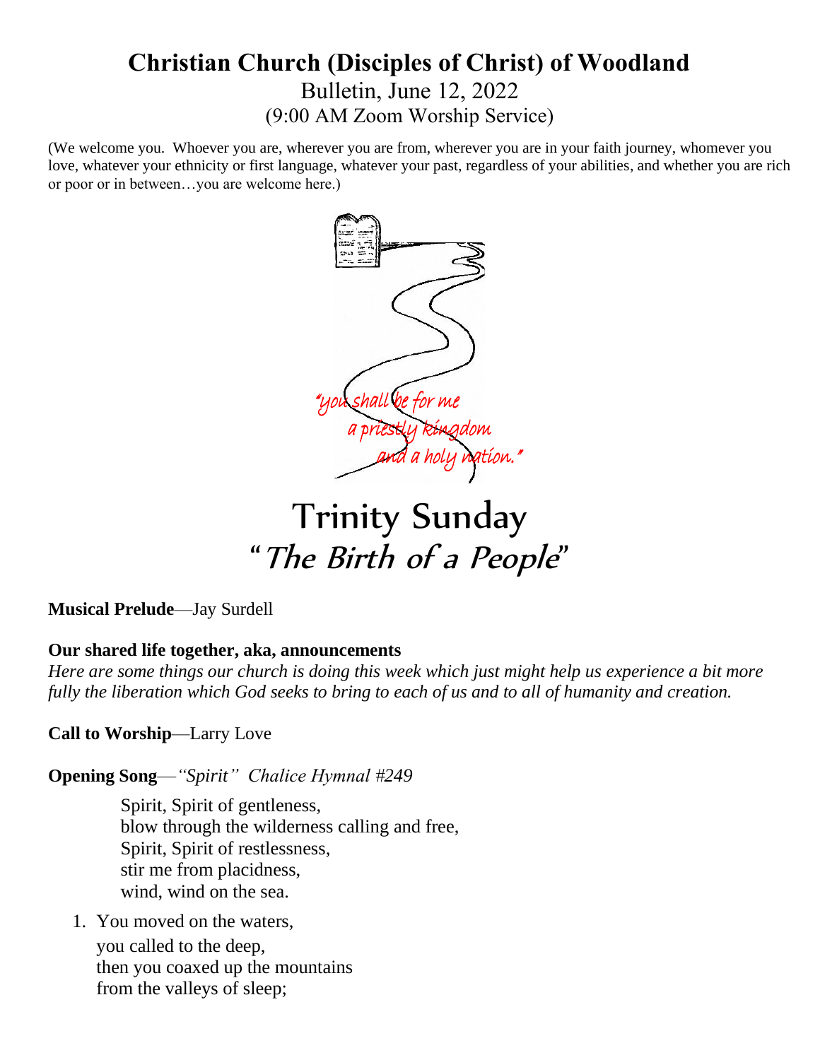# Christian Church (Disciples of Christ) of Woodland

Bulletin, June 12, 2022

(9:00 AM Zoom Worship Service)

(We welcome you. Whoever you are, wherever you are from, wherever you are in your faith journey, whomever you love, whatever your ethnicity or first language, whatever your past, regardless of your abilities, and whether you are rich or poor or in between…you are welcome here.)

"you shall be for me
a priestly kingdom
and a holy nation."

# Trinity Sunday

## *"The Birth of a People"*

**Musical Prelude**—Jay Surdell

**Our shared life together, aka, announcements**

*Here are some things our church is doing this week which just might help us experience a bit more fully the liberation which God seeks to bring to each of us and to all of humanity and creation.*

**Call to Worship**—Larry Love

**Opening Song**—*"Spirit" Chalice Hymnal #249*

Spirit, Spirit of gentleness,
blow through the wilderness calling and free,
Spirit, Spirit of restlessness,
stir me from placidness,
wind, wind on the sea.

1. You moved on the waters,
   you called to the deep,
   then you coaxed up the mountains
   from the valleys of sleep;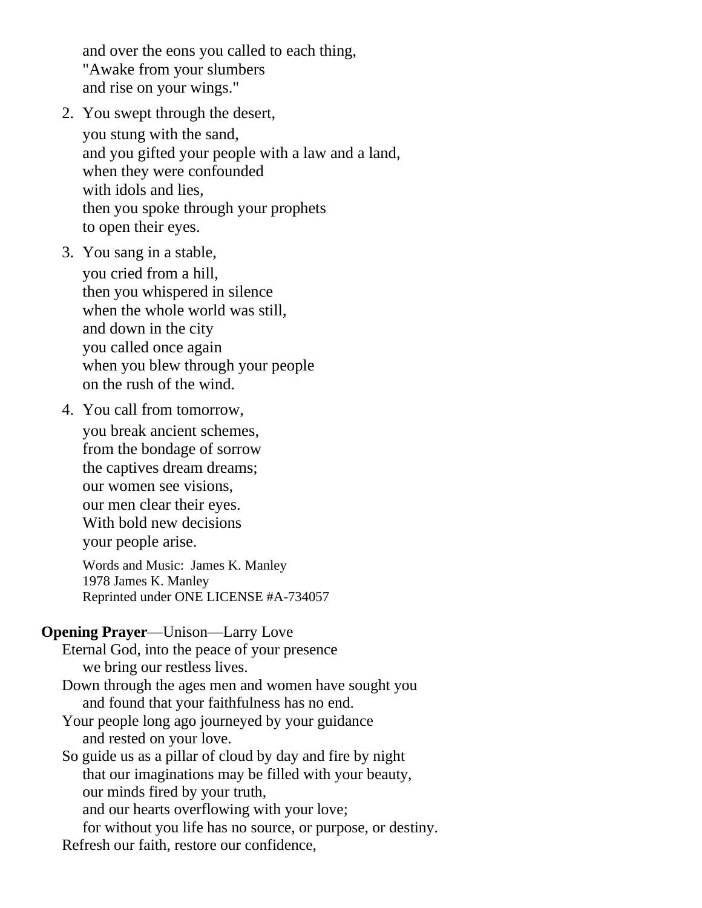and over the eons you called to each thing,
"Awake from your slumbers
and rise on your wings."

2. You swept through the desert,
   you stung with the sand,
   and you gifted your people with a law and a land,
   when they were confounded
   with idols and lies,
   then you spoke through your prophets
   to open their eyes.

3. You sang in a stable,
   you cried from a hill,
   then you whispered in silence
   when the whole world was still,
   and down in the city
   you called once again
   when you blew through your people
   on the rush of the wind.

4. You call from tomorrow,
   you break ancient schemes,
   from the bondage of sorrow
   the captives dream dreams;
   our women see visions,
   our men clear their eyes.
   With bold new decisions
   your people arise.

   Words and Music: James K. Manley
   1978 James K. Manley
   Reprinted under ONE LICENSE #A-734057

**Opening Prayer**—Unison—Larry Love

Eternal God, into the peace of your presence
  we bring our restless lives.
Down through the ages men and women have sought you
  and found that your faithfulness has no end.
Your people long ago journeyed by your guidance
  and rested on your love.
So guide us as a pillar of cloud by day and fire by night
  that our imaginations may be filled with your beauty,
  our minds fired by your truth,
  and our hearts overflowing with your love;
  for without you life has no source, or purpose, or destiny.
Refresh our faith, restore our confidence,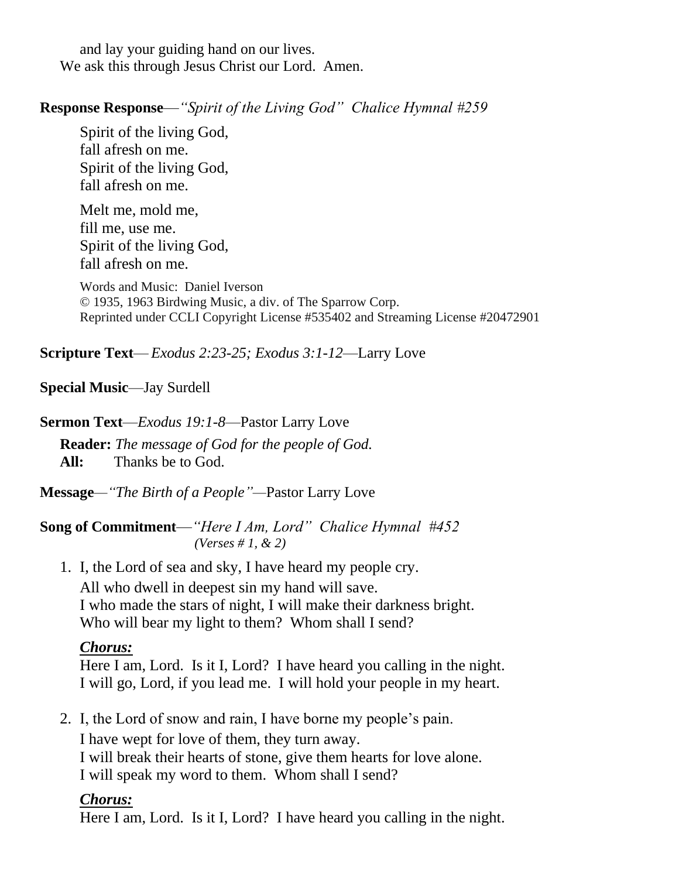and lay your guiding hand on our lives.
We ask this through Jesus Christ our Lord. Amen.

**Response Response**—*"Spirit of the Living God" Chalice Hymnal #259*

Spirit of the living God,
fall afresh on me.
Spirit of the living God,
fall afresh on me.

Melt me, mold me,
fill me, use me.
Spirit of the living God,
fall afresh on me.

Words and Music: Daniel Iverson
© 1935, 1963 Birdwing Music, a div. of The Sparrow Corp.
Reprinted under CCLI Copyright License #535402 and Streaming License #20472901

**Scripture Text**—*Exodus 2:23-25; Exodus 3:1-12*—Larry Love

**Special Music**—Jay Surdell

**Sermon Text**—*Exodus 19:1-8*—Pastor Larry Love

**Reader:** *The message of God for the people of God.*
**All:** Thanks be to God.

**Message**—*"The Birth of a People"*—Pastor Larry Love

**Song of Commitment**—*"Here I Am, Lord" Chalice Hymnal #452*
*(Verses # 1, & 2)*

1. I, the Lord of sea and sky, I have heard my people cry.
   All who dwell in deepest sin my hand will save.
   I who made the stars of night, I will make their darkness bright.
   Who will bear my light to them? Whom shall I send?

   ***Chorus:***
   Here I am, Lord. Is it I, Lord? I have heard you calling in the night.
   I will go, Lord, if you lead me. I will hold your people in my heart.

2. I, the Lord of snow and rain, I have borne my people's pain.
   I have wept for love of them, they turn away.
   I will break their hearts of stone, give them hearts for love alone.
   I will speak my word to them. Whom shall I send?

   ***Chorus:***
   Here I am, Lord. Is it I, Lord? I have heard you calling in the night.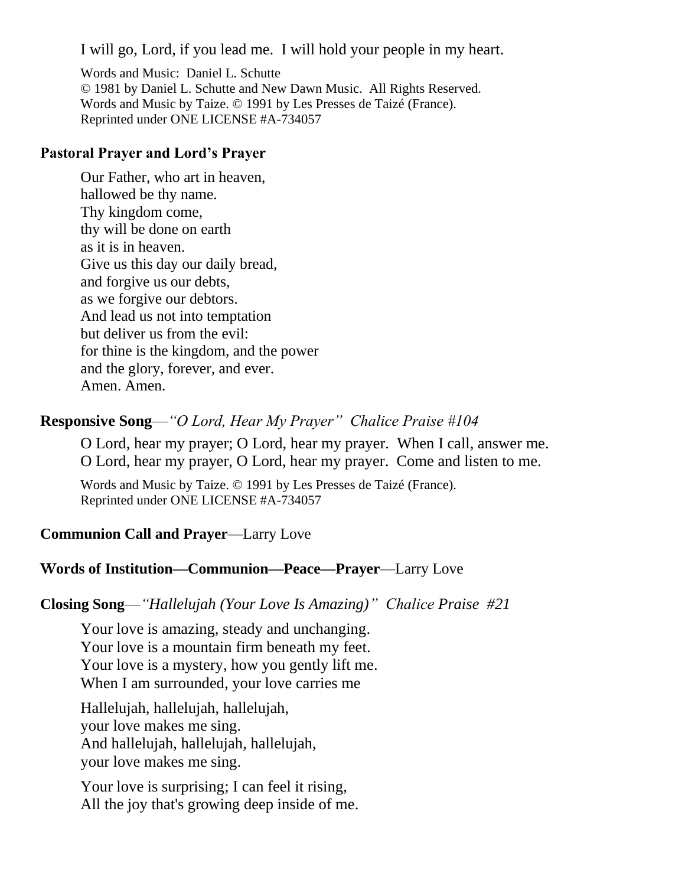I will go, Lord, if you lead me. I will hold your people in my heart.

Words and Music: Daniel L. Schutte
© 1981 by Daniel L. Schutte and New Dawn Music. All Rights Reserved.
Words and Music by Taize. © 1991 by Les Presses de Taizé (France).
Reprinted under ONE LICENSE #A-734057

**Pastoral Prayer and Lord's Prayer**

Our Father, who art in heaven,
hallowed be thy name.
Thy kingdom come,
thy will be done on earth
as it is in heaven.
Give us this day our daily bread,
and forgive us our debts,
as we forgive our debtors.
And lead us not into temptation
but deliver us from the evil:
for thine is the kingdom, and the power
and the glory, forever, and ever.
Amen. Amen.

**Responsive Song**—*"O Lord, Hear My Prayer" Chalice Praise #104*

O Lord, hear my prayer; O Lord, hear my prayer. When I call, answer me.
O Lord, hear my prayer, O Lord, hear my prayer. Come and listen to me.

Words and Music by Taize. © 1991 by Les Presses de Taizé (France).
Reprinted under ONE LICENSE #A-734057

**Communion Call and Prayer**—Larry Love

**Words of Institution—Communion—Peace—Prayer**—Larry Love

**Closing Song**—*"Hallelujah (Your Love Is Amazing)" Chalice Praise #21*

Your love is amazing, steady and unchanging.
Your love is a mountain firm beneath my feet.
Your love is a mystery, how you gently lift me.
When I am surrounded, your love carries me

Hallelujah, hallelujah, hallelujah,
your love makes me sing.
And hallelujah, hallelujah, hallelujah,
your love makes me sing.

Your love is surprising; I can feel it rising,
All the joy that's growing deep inside of me.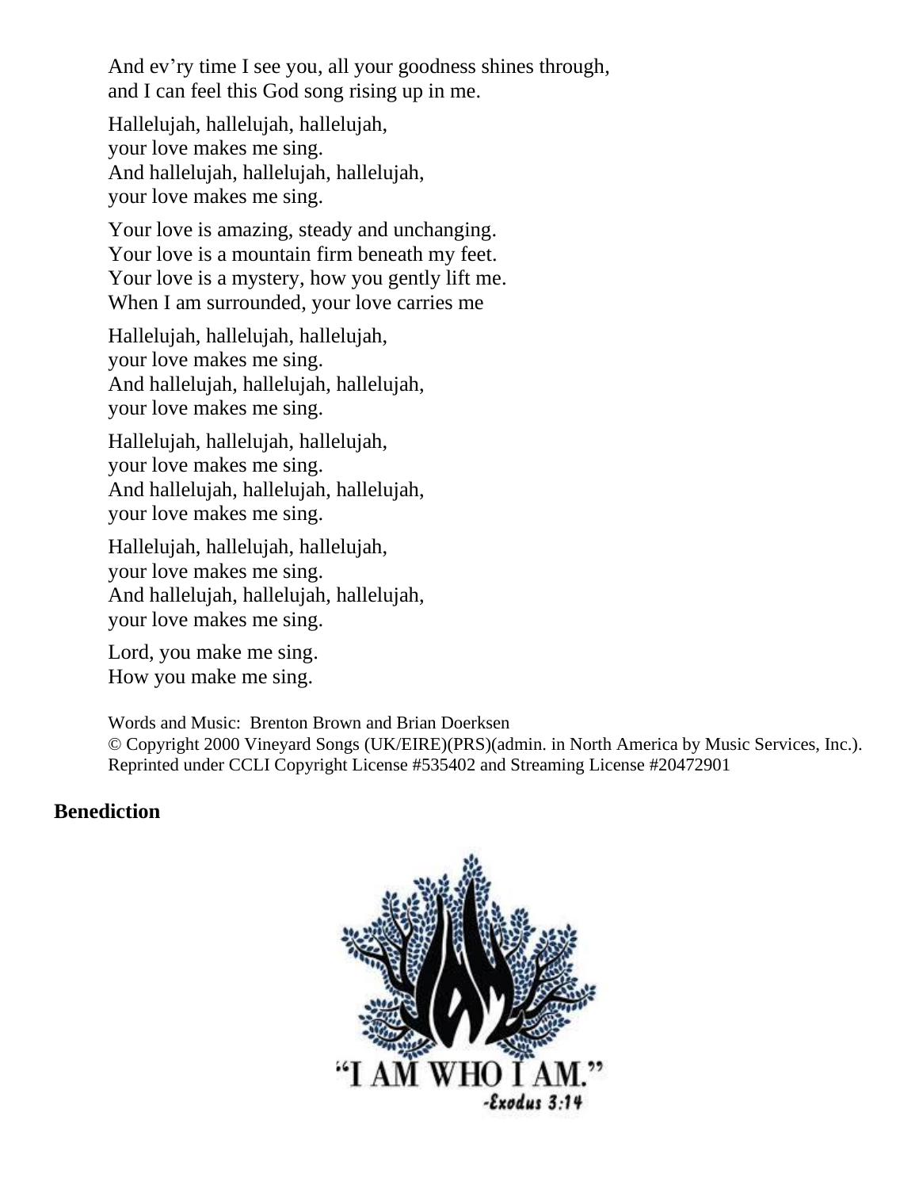And ev'ry time I see you, all your goodness shines through,
and I can feel this God song rising up in me.

Hallelujah, hallelujah, hallelujah,
your love makes me sing.
And hallelujah, hallelujah, hallelujah,
your love makes me sing.

Your love is amazing, steady and unchanging.
Your love is a mountain firm beneath my feet.
Your love is a mystery, how you gently lift me.
When I am surrounded, your love carries me

Hallelujah, hallelujah, hallelujah,
your love makes me sing.
And hallelujah, hallelujah, hallelujah,
your love makes me sing.

Hallelujah, hallelujah, hallelujah,
your love makes me sing.
And hallelujah, hallelujah, hallelujah,
your love makes me sing.

Hallelujah, hallelujah, hallelujah,
your love makes me sing.
And hallelujah, hallelujah, hallelujah,
your love makes me sing.

Lord, you make me sing.
How you make me sing.

Words and Music: Brenton Brown and Brian Doerksen
© Copyright 2000 Vineyard Songs (UK/EIRE)(PRS)(admin. in North America by Music Services, Inc.).
Reprinted under CCLI Copyright License #535402 and Streaming License #20472901

**Benediction**

"I AM WHO I AM."
-Exodus 3:14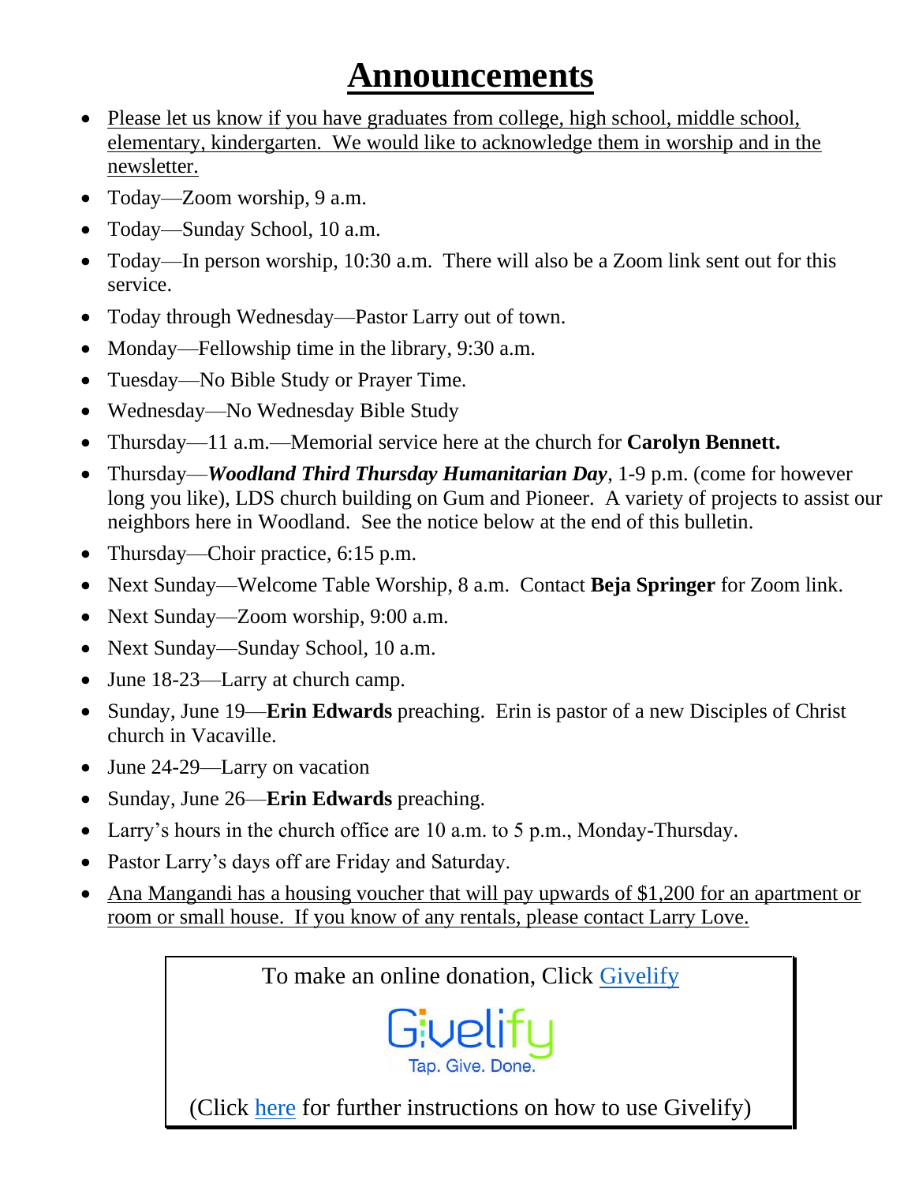# Announcements

- Please let us know if you have graduates from college, high school, middle school, elementary, kindergarten. We would like to acknowledge them in worship and in the newsletter.
- Today—Zoom worship, 9 a.m.
- Today—Sunday School, 10 a.m.
- Today—In person worship, 10:30 a.m. There will also be a Zoom link sent out for this service.
- Today through Wednesday—Pastor Larry out of town.
- Monday—Fellowship time in the library, 9:30 a.m.
- Tuesday—No Bible Study or Prayer Time.
- Wednesday—No Wednesday Bible Study
- Thursday—11 a.m.—Memorial service here at the church for **Carolyn Bennett.**
- Thursday—***Woodland Third Thursday Humanitarian Day***, 1-9 p.m. (come for however long you like), LDS church building on Gum and Pioneer. A variety of projects to assist our neighbors here in Woodland. See the notice below at the end of this bulletin.
- Thursday—Choir practice, 6:15 p.m.
- Next Sunday—Welcome Table Worship, 8 a.m. Contact **Beja Springer** for Zoom link.
- Next Sunday—Zoom worship, 9:00 a.m.
- Next Sunday—Sunday School, 10 a.m.
- June 18-23—Larry at church camp.
- Sunday, June 19—**Erin Edwards** preaching. Erin is pastor of a new Disciples of Christ church in Vacaville.
- June 24-29—Larry on vacation
- Sunday, June 26—**Erin Edwards** preaching.
- Larry's hours in the church office are 10 a.m. to 5 p.m., Monday-Thursday.
- Pastor Larry's days off are Friday and Saturday.
- Ana Mangandi has a housing voucher that will pay upwards of $1,200 for an apartment or room or small house. If you know of any rentals, please contact Larry Love.

To make an online donation, Click Givelify

Givelify
Tap. Give. Done.

(Click here for further instructions on how to use Givelify)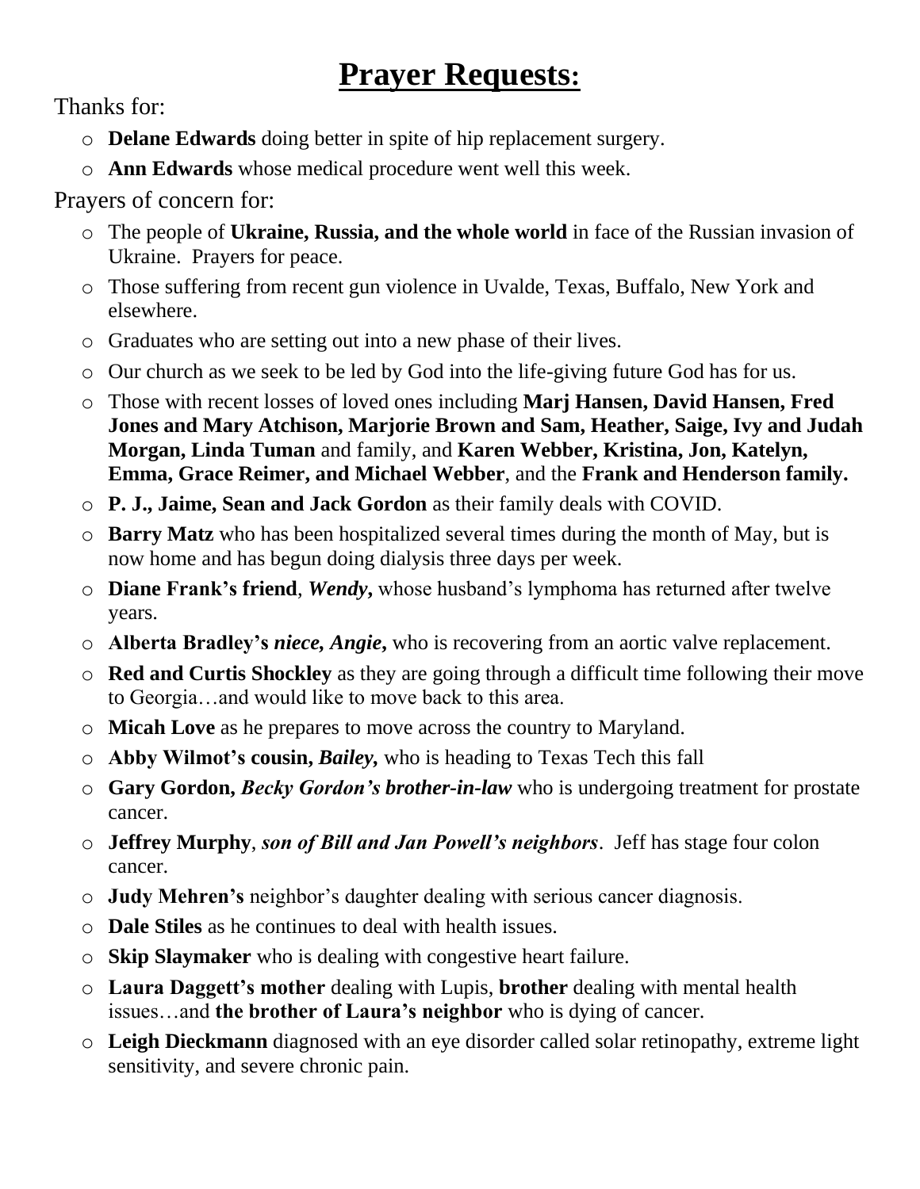# **Prayer Requests:**

Thanks for:

- **Delane Edwards** doing better in spite of hip replacement surgery.
- **Ann Edwards** whose medical procedure went well this week.

Prayers of concern for:

- The people of **Ukraine, Russia, and the whole world** in face of the Russian invasion of Ukraine. Prayers for peace.
- Those suffering from recent gun violence in Uvalde, Texas, Buffalo, New York and elsewhere.
- Graduates who are setting out into a new phase of their lives.
- Our church as we seek to be led by God into the life-giving future God has for us.
- Those with recent losses of loved ones including **Marj Hansen, David Hansen, Fred Jones and Mary Atchison, Marjorie Brown and Sam, Heather, Saige, Ivy and Judah Morgan, Linda Tuman** and family, and **Karen Webber, Kristina, Jon, Katelyn, Emma, Grace Reimer, and Michael Webber**, and the **Frank and Henderson family.**
- **P. J., Jaime, Sean and Jack Gordon** as their family deals with COVID.
- **Barry Matz** who has been hospitalized several times during the month of May, but is now home and has begun doing dialysis three days per week.
- **Diane Frank's friend**, ***Wendy,*** whose husband's lymphoma has returned after twelve years.
- **Alberta Bradley's *niece, Angie,*** who is recovering from an aortic valve replacement.
- **Red and Curtis Shockley** as they are going through a difficult time following their move to Georgia…and would like to move back to this area.
- **Micah Love** as he prepares to move across the country to Maryland.
- **Abby Wilmot's cousin, *Bailey,*** who is heading to Texas Tech this fall
- **Gary Gordon, *Becky Gordon's brother-in-law*** who is undergoing treatment for prostate cancer.
- **Jeffrey Murphy**, ***son of Bill and Jan Powell's neighbors***. Jeff has stage four colon cancer.
- **Judy Mehren's** neighbor's daughter dealing with serious cancer diagnosis.
- **Dale Stiles** as he continues to deal with health issues.
- **Skip Slaymaker** who is dealing with congestive heart failure.
- **Laura Daggett's mother** dealing with Lupis, **brother** dealing with mental health issues…and **the brother of Laura's neighbor** who is dying of cancer.
- **Leigh Dieckmann** diagnosed with an eye disorder called solar retinopathy, extreme light sensitivity, and severe chronic pain.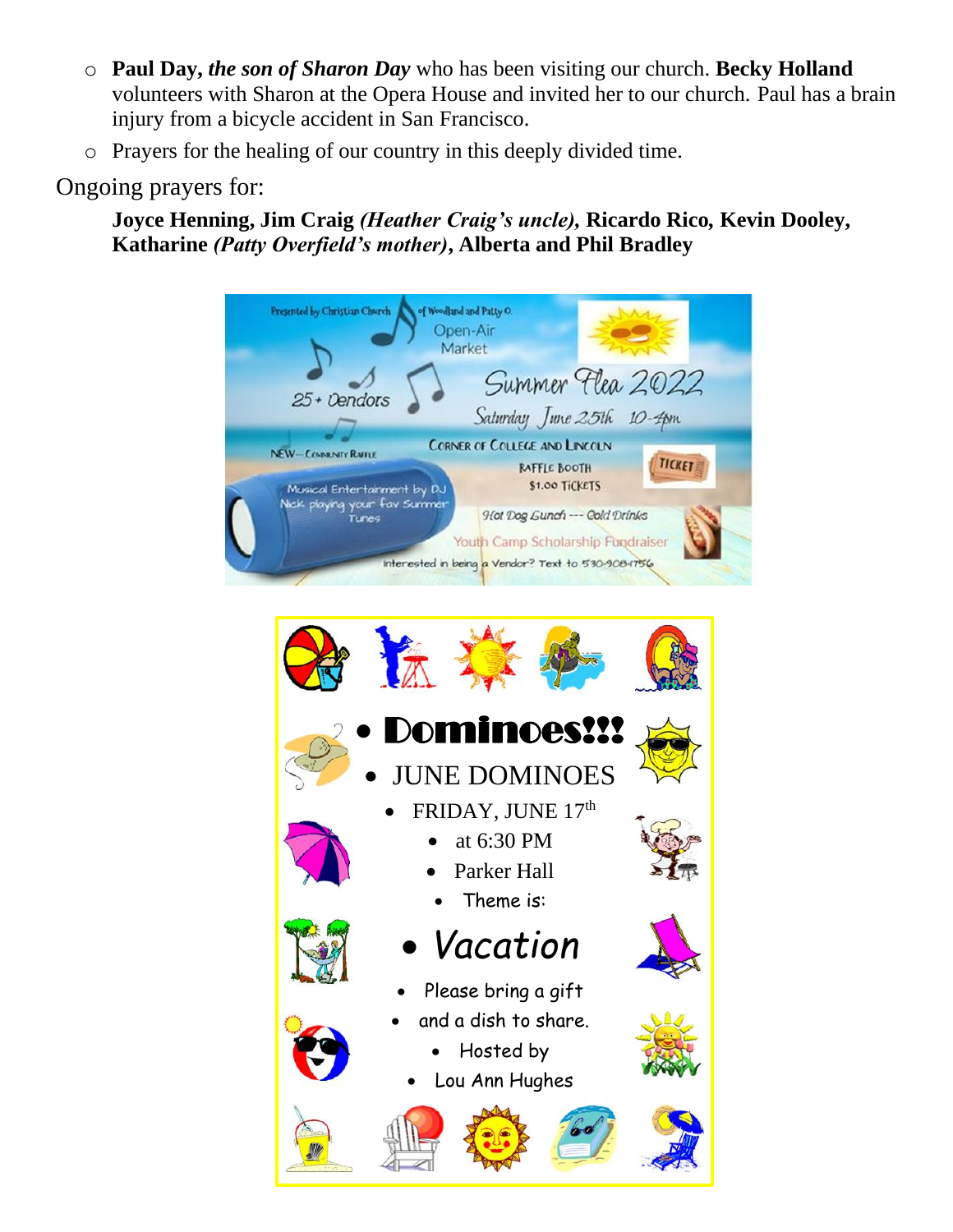- **Paul Day,** ***the son of Sharon Day*** who has been visiting our church. **Becky Holland** volunteers with Sharon at the Opera House and invited her to our church. Paul has a brain injury from a bicycle accident in San Francisco.
- Prayers for the healing of our country in this deeply divided time.

Ongoing prayers for:

**Joyce Henning, Jim Craig** ***(Heather Craig's uncle),*** **Ricardo Rico, Kevin Dooley, Katharine** ***(Patty Overfield's mother)*****, Alberta and Phil Bradley**

Presented by Christian Church of Woodland and Patty O.

Open-Air Market

Summer Flea 2022

Saturday June 25th 10-4pm

25+ Vendors

NEW—Community Raffle

Corner of College and Lincoln

Raffle Booth

$1.00 Tickets

Musical Entertainment by DJ Nick playing your fav Summer Tunes

Hot Dog Lunch --- Cold Drinks

Youth Camp Scholarship Fundraiser

Interested in being a Vendor? Text to 530-908-4756

- **Dominoes!!!**
- JUNE DOMINOES
- FRIDAY, JUNE 17th
- at 6:30 PM
- Parker Hall
- Theme is:
- *Vacation*
- Please bring a gift
- and a dish to share.
- Hosted by
- Lou Ann Hughes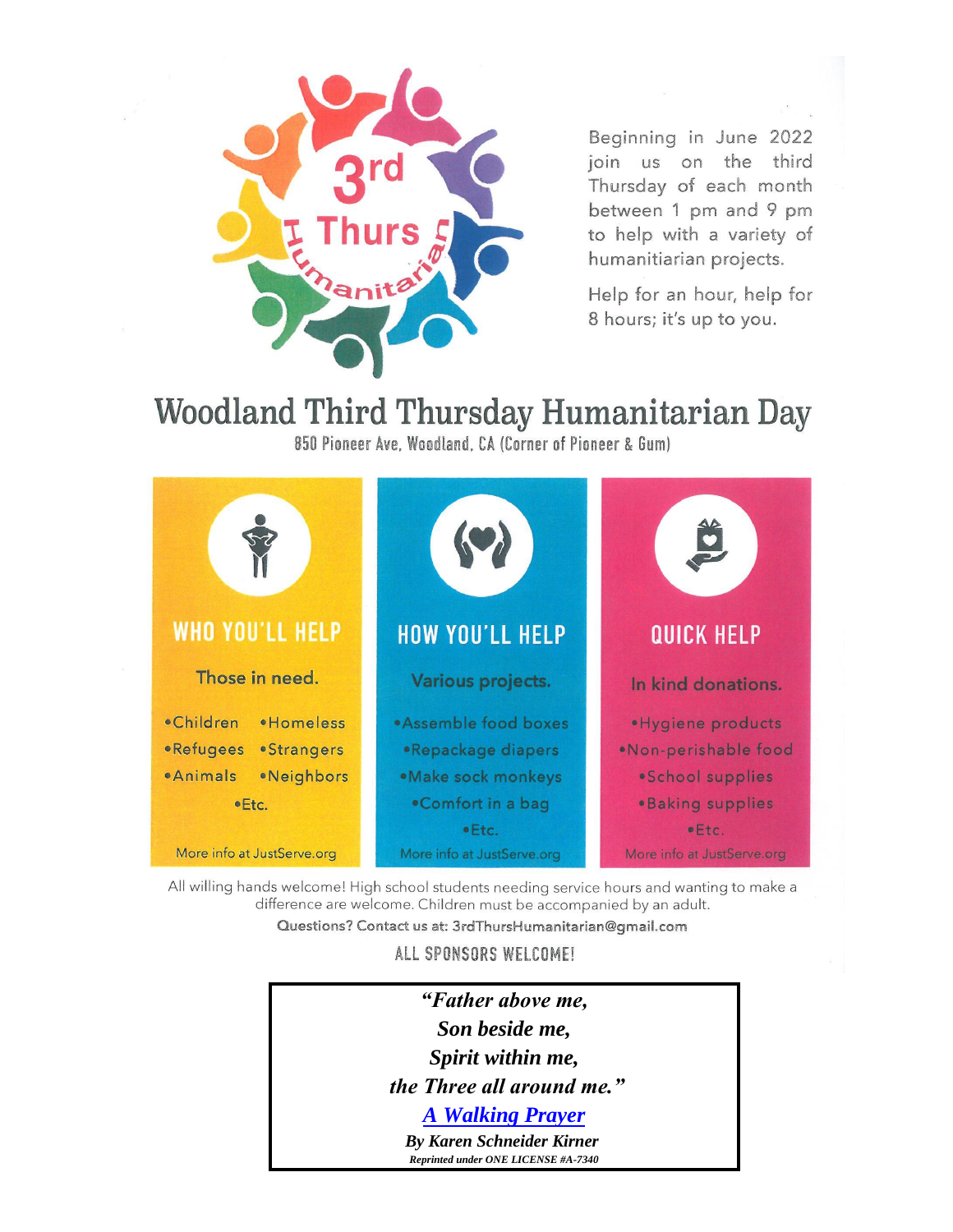3rd Thurs Humanitarian

Beginning in June 2022 join us on the third Thursday of each month between 1 pm and 9 pm to help with a variety of humanitarian projects.

Help for an hour, help for 8 hours; it's up to you.

# Woodland Third Thursday Humanitarian Day

850 Pioneer Ave, Woodland, CA (Corner of Pioneer & Gum)

## WHO YOU'LL HELP

Those in need.

- Children
- Homeless
- Refugees
- Strangers
- Animals
- Neighbors
- Etc.

More info at JustServe.org

## HOW YOU'LL HELP

Various projects.

- Assemble food boxes
- Repackage diapers
- Make sock monkeys
- Comfort in a bag
- Etc.

More info at JustServe.org

## QUICK HELP

In kind donations.

- Hygiene products
- Non-perishable food
- School supplies
- Baking supplies
- Etc.

More info at JustServe.org

All willing hands welcome! High school students needing service hours and wanting to make a difference are welcome. Children must be accompanied by an adult.

Questions? Contact us at: 3rdThursHumanitarian@gmail.com

ALL SPONSORS WELCOME!

***"Father above me,***
***Son beside me,***
***Spirit within me,***
***the Three all around me."***

***A Walking Prayer***

***By Karen Schneider Kirner***

***Reprinted under ONE LICENSE #A-7340***